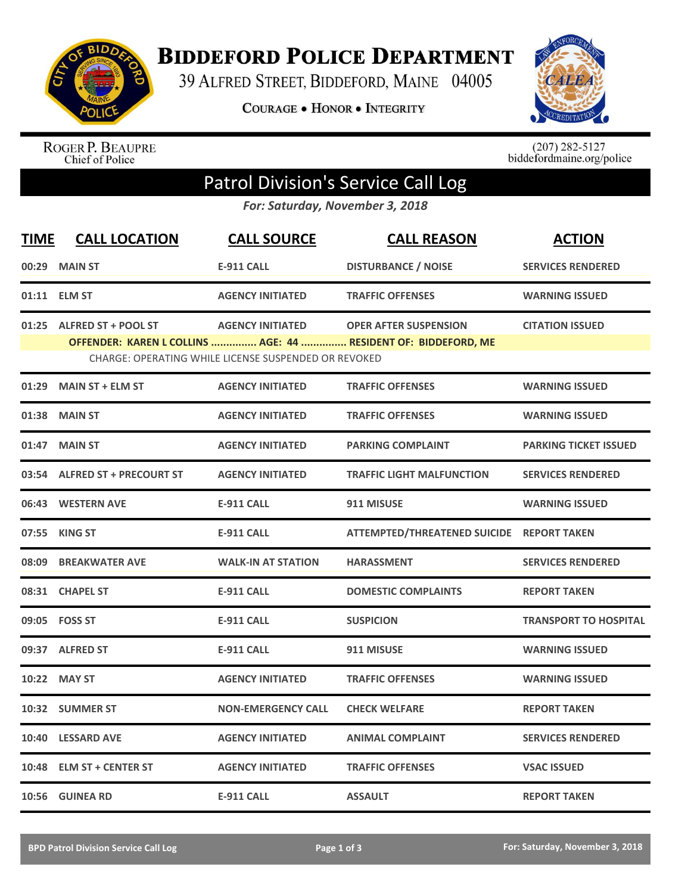# Biddeford Police Department

39 Alfred Street, Biddeford, Maine 04005

**Courage • Honor • Integrity**

Roger P. Beaupre
Chief of Police

(207) 282-5127
biddefordmaine.org/police

## Patrol Division's Service Call Log

*For: Saturday, November 3, 2018*

| TIME | CALL LOCATION | CALL SOURCE | CALL REASON | ACTION |
|---|---|---|---|---|
| 00:29 | MAIN ST | E-911 CALL | DISTURBANCE / NOISE | SERVICES RENDERED |
| 01:11 | ELM ST | AGENCY INITIATED | TRAFFIC OFFENSES | WARNING ISSUED |
| 01:25 | ALFRED ST + POOL ST | AGENCY INITIATED | OPER AFTER SUSPENSION | CITATION ISSUED |
| | **OFFENDER: KAREN L COLLINS ............... AGE: 44 ............... RESIDENT OF: BIDDEFORD, ME** | | | |
| | CHARGE: OPERATING WHILE LICENSE SUSPENDED OR REVOKED | | | |
| 01:29 | MAIN ST + ELM ST | AGENCY INITIATED | TRAFFIC OFFENSES | WARNING ISSUED |
| 01:38 | MAIN ST | AGENCY INITIATED | TRAFFIC OFFENSES | WARNING ISSUED |
| 01:47 | MAIN ST | AGENCY INITIATED | PARKING COMPLAINT | PARKING TICKET ISSUED |
| 03:54 | ALFRED ST + PRECOURT ST | AGENCY INITIATED | TRAFFIC LIGHT MALFUNCTION | SERVICES RENDERED |
| 06:43 | WESTERN AVE | E-911 CALL | 911 MISUSE | WARNING ISSUED |
| 07:55 | KING ST | E-911 CALL | ATTEMPTED/THREATENED SUICIDE | REPORT TAKEN |
| 08:09 | BREAKWATER AVE | WALK-IN AT STATION | HARASSMENT | SERVICES RENDERED |
| 08:31 | CHAPEL ST | E-911 CALL | DOMESTIC COMPLAINTS | REPORT TAKEN |
| 09:05 | FOSS ST | E-911 CALL | SUSPICION | TRANSPORT TO HOSPITAL |
| 09:37 | ALFRED ST | E-911 CALL | 911 MISUSE | WARNING ISSUED |
| 10:22 | MAY ST | AGENCY INITIATED | TRAFFIC OFFENSES | WARNING ISSUED |
| 10:32 | SUMMER ST | NON-EMERGENCY CALL | CHECK WELFARE | REPORT TAKEN |
| 10:40 | LESSARD AVE | AGENCY INITIATED | ANIMAL COMPLAINT | SERVICES RENDERED |
| 10:48 | ELM ST + CENTER ST | AGENCY INITIATED | TRAFFIC OFFENSES | VSAC ISSUED |
| 10:56 | GUINEA RD | E-911 CALL | ASSAULT | REPORT TAKEN |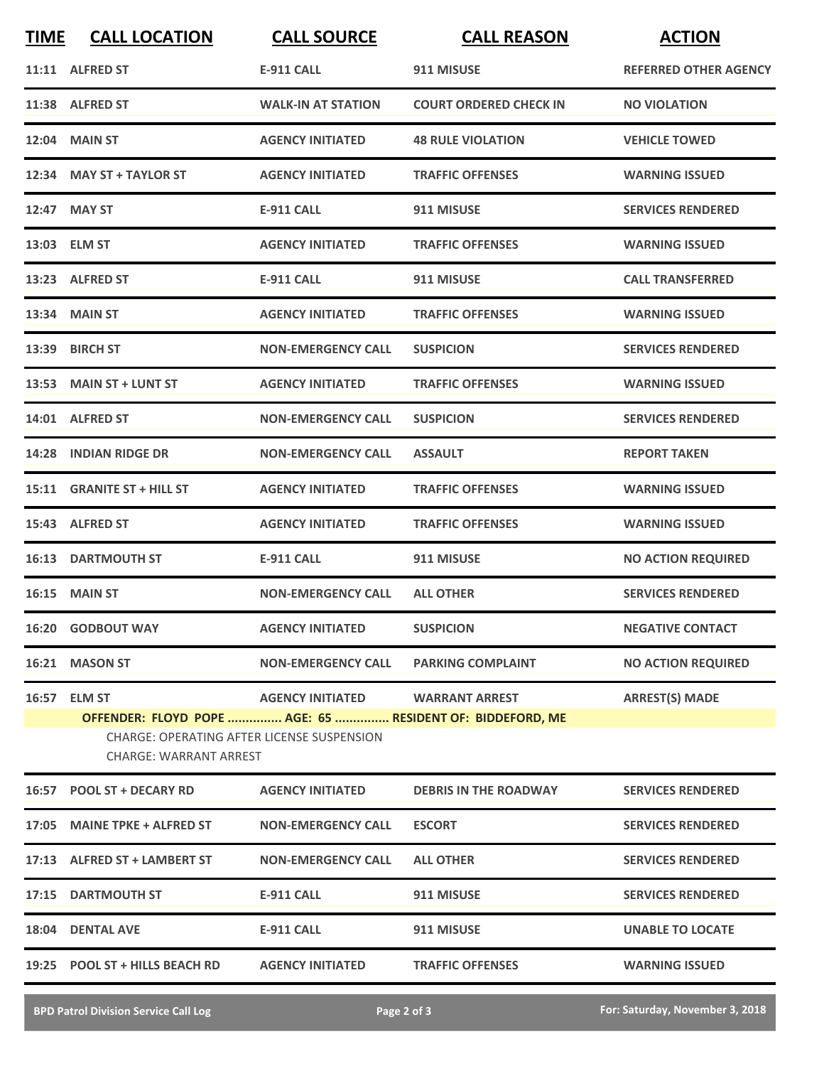| TIME | CALL LOCATION | CALL SOURCE | CALL REASON | ACTION |
|---|---|---|---|---|
| 11:11 | ALFRED ST | E-911 CALL | 911 MISUSE | REFERRED OTHER AGENCY |
| 11:38 | ALFRED ST | WALK-IN AT STATION | COURT ORDERED CHECK IN | NO VIOLATION |
| 12:04 | MAIN ST | AGENCY INITIATED | 48 RULE VIOLATION | VEHICLE TOWED |
| 12:34 | MAY ST + TAYLOR ST | AGENCY INITIATED | TRAFFIC OFFENSES | WARNING ISSUED |
| 12:47 | MAY ST | E-911 CALL | 911 MISUSE | SERVICES RENDERED |
| 13:03 | ELM ST | AGENCY INITIATED | TRAFFIC OFFENSES | WARNING ISSUED |
| 13:23 | ALFRED ST | E-911 CALL | 911 MISUSE | CALL TRANSFERRED |
| 13:34 | MAIN ST | AGENCY INITIATED | TRAFFIC OFFENSES | WARNING ISSUED |
| 13:39 | BIRCH ST | NON-EMERGENCY CALL | SUSPICION | SERVICES RENDERED |
| 13:53 | MAIN ST + LUNT ST | AGENCY INITIATED | TRAFFIC OFFENSES | WARNING ISSUED |
| 14:01 | ALFRED ST | NON-EMERGENCY CALL | SUSPICION | SERVICES RENDERED |
| 14:28 | INDIAN RIDGE DR | NON-EMERGENCY CALL | ASSAULT | REPORT TAKEN |
| 15:11 | GRANITE ST + HILL ST | AGENCY INITIATED | TRAFFIC OFFENSES | WARNING ISSUED |
| 15:43 | ALFRED ST | AGENCY INITIATED | TRAFFIC OFFENSES | WARNING ISSUED |
| 16:13 | DARTMOUTH ST | E-911 CALL | 911 MISUSE | NO ACTION REQUIRED |
| 16:15 | MAIN ST | NON-EMERGENCY CALL | ALL OTHER | SERVICES RENDERED |
| 16:20 | GODBOUT WAY | AGENCY INITIATED | SUSPICION | NEGATIVE CONTACT |
| 16:21 | MASON ST | NON-EMERGENCY CALL | PARKING COMPLAINT | NO ACTION REQUIRED |
| 16:57 | ELM ST | AGENCY INITIATED | WARRANT ARREST | ARREST(S) MADE |
| | OFFENDER: FLOYD POPE ............... AGE: 65 ............... RESIDENT OF: BIDDEFORD, ME<br>CHARGE: OPERATING AFTER LICENSE SUSPENSION<br>CHARGE: WARRANT ARREST | | | |
| 16:57 | POOL ST + DECARY RD | AGENCY INITIATED | DEBRIS IN THE ROADWAY | SERVICES RENDERED |
| 17:05 | MAINE TPKE + ALFRED ST | NON-EMERGENCY CALL | ESCORT | SERVICES RENDERED |
| 17:13 | ALFRED ST + LAMBERT ST | NON-EMERGENCY CALL | ALL OTHER | SERVICES RENDERED |
| 17:15 | DARTMOUTH ST | E-911 CALL | 911 MISUSE | SERVICES RENDERED |
| 18:04 | DENTAL AVE | E-911 CALL | 911 MISUSE | UNABLE TO LOCATE |
| 19:25 | POOL ST + HILLS BEACH RD | AGENCY INITIATED | TRAFFIC OFFENSES | WARNING ISSUED |

BPD Patrol Division Service Call Log — For: Saturday, November 3, 2018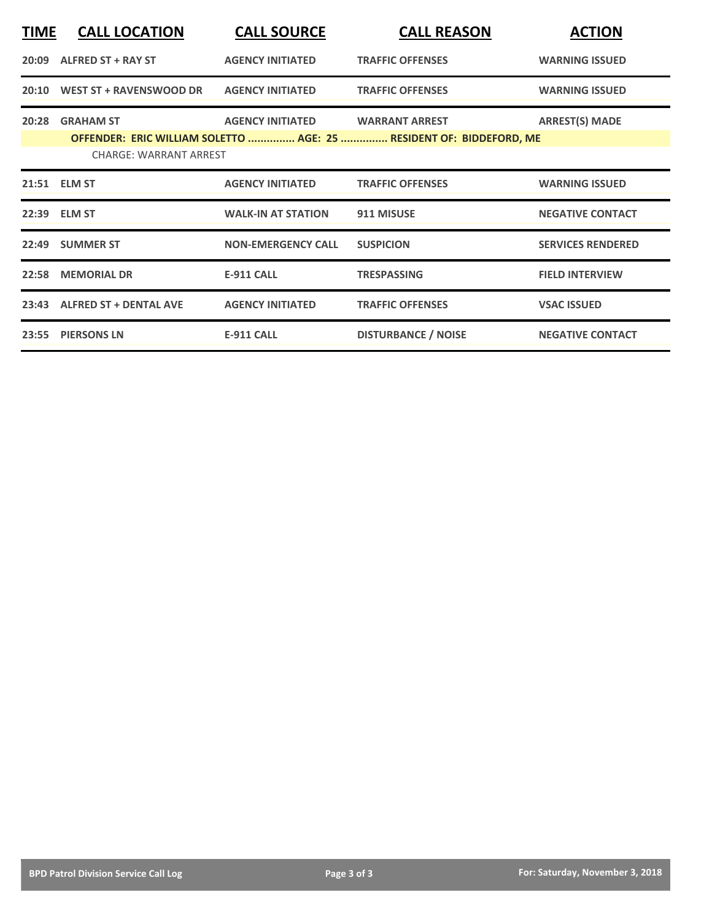| TIME | CALL LOCATION | CALL SOURCE | CALL REASON | ACTION |
|---|---|---|---|---|
| 20:09 | ALFRED ST + RAY ST | AGENCY INITIATED | TRAFFIC OFFENSES | WARNING ISSUED |
| 20:10 | WEST ST + RAVENSWOOD DR | AGENCY INITIATED | TRAFFIC OFFENSES | WARNING ISSUED |
| 20:28 | GRAHAM ST | AGENCY INITIATED | WARRANT ARREST | ARREST(S) MADE |
| | OFFENDER: ERIC WILLIAM SOLETTO .............. AGE: 25 ............... RESIDENT OF: BIDDEFORD, ME | | | |
| | CHARGE: WARRANT ARREST | | | |
| 21:51 | ELM ST | AGENCY INITIATED | TRAFFIC OFFENSES | WARNING ISSUED |
| 22:39 | ELM ST | WALK-IN AT STATION | 911 MISUSE | NEGATIVE CONTACT |
| 22:49 | SUMMER ST | NON-EMERGENCY CALL | SUSPICION | SERVICES RENDERED |
| 22:58 | MEMORIAL DR | E-911 CALL | TRESPASSING | FIELD INTERVIEW |
| 23:43 | ALFRED ST + DENTAL AVE | AGENCY INITIATED | TRAFFIC OFFENSES | VSAC ISSUED |
| 23:55 | PIERSONS LN | E-911 CALL | DISTURBANCE / NOISE | NEGATIVE CONTACT |